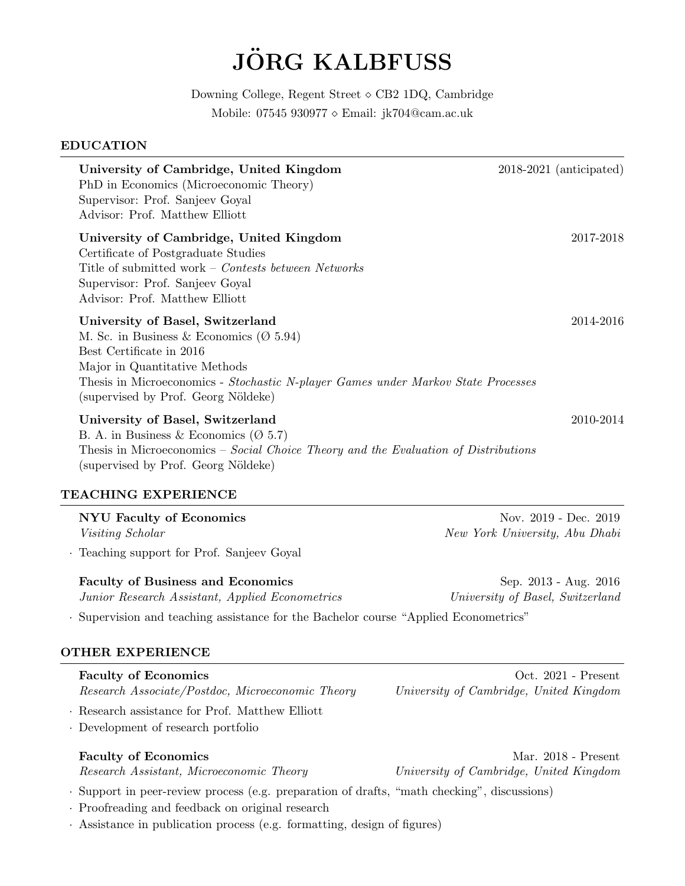# JÖRG KALBFUSS

Downing College, Regent Street ⋄ CB2 1DQ, Cambridge
Mobile: 07545 930977 ⋄ Email: jk704@cam.ac.uk

## EDUCATION

**University of Cambridge, United Kingdom** — 2018-2021 (anticipated)
PhD in Economics (Microeconomic Theory)
Supervisor: Prof. Sanjeev Goyal
Advisor: Prof. Matthew Elliott

**University of Cambridge, United Kingdom** — 2017-2018
Certificate of Postgraduate Studies
Title of submitted work – *Contests between Networks*
Supervisor: Prof. Sanjeev Goyal
Advisor: Prof. Matthew Elliott

**University of Basel, Switzerland** — 2014-2016
M. Sc. in Business & Economics (Ø 5.94)
Best Certificate in 2016
Major in Quantitative Methods
Thesis in Microeconomics - *Stochastic N-player Games under Markov State Processes*
(supervised by Prof. Georg Nöldeke)

**University of Basel, Switzerland** — 2010-2014
B. A. in Business & Economics (Ø 5.7)
Thesis in Microeconomics – *Social Choice Theory and the Evaluation of Distributions*
(supervised by Prof. Georg Nöldeke)

## TEACHING EXPERIENCE

**NYU Faculty of Economics** — Nov. 2019 - Dec. 2019
*Visiting Scholar* — *New York University, Abu Dhabi*

- Teaching support for Prof. Sanjeev Goyal

**Faculty of Business and Economics** — Sep. 2013 - Aug. 2016
*Junior Research Assistant, Applied Econometrics* — *University of Basel, Switzerland*

- Supervision and teaching assistance for the Bachelor course "Applied Econometrics"

## OTHER EXPERIENCE

**Faculty of Economics** — Oct. 2021 - Present
*Research Associate/Postdoc, Microeconomic Theory* — *University of Cambridge, United Kingdom*

- Research assistance for Prof. Matthew Elliott
- Development of research portfolio

**Faculty of Economics** — Mar. 2018 - Present
*Research Assistant, Microeconomic Theory* — *University of Cambridge, United Kingdom*

- Support in peer-review process (e.g. preparation of drafts, "math checking", discussions)
- Proofreading and feedback on original research
- Assistance in publication process (e.g. formatting, design of figures)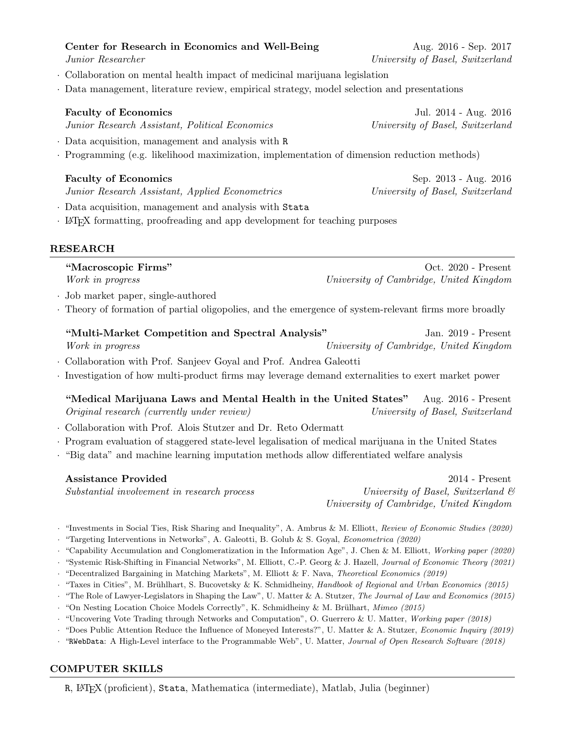**Center for Research in Economics and Well-Being** Aug. 2016 - Sep. 2017
*Junior Researcher* *University of Basel, Switzerland*

- Collaboration on mental health impact of medicinal marijuana legislation
- Data management, literature review, empirical strategy, model selection and presentations

**Faculty of Economics** Jul. 2014 - Aug. 2016
*Junior Research Assistant, Political Economics* *University of Basel, Switzerland*

- Data acquisition, management and analysis with `R`
- Programming (e.g. likelihood maximization, implementation of dimension reduction methods)

**Faculty of Economics** Sep. 2013 - Aug. 2016
*Junior Research Assistant, Applied Econometrics* *University of Basel, Switzerland*

- Data acquisition, management and analysis with `Stata`
- LaTeX formatting, proofreading and app development for teaching purposes

## RESEARCH

**"Macroscopic Firms"** Oct. 2020 - Present
*Work in progress* *University of Cambridge, United Kingdom*

- Job market paper, single-authored
- Theory of formation of partial oligopolies, and the emergence of system-relevant firms more broadly

**"Multi-Market Competition and Spectral Analysis"** Jan. 2019 - Present
*Work in progress* *University of Cambridge, United Kingdom*

- Collaboration with Prof. Sanjeev Goyal and Prof. Andrea Galeotti
- Investigation of how multi-product firms may leverage demand externalities to exert market power

**"Medical Marijuana Laws and Mental Health in the United States"** Aug. 2016 - Present
*Original research (currently under review)* *University of Basel, Switzerland*

- Collaboration with Prof. Alois Stutzer and Dr. Reto Odermatt
- Program evaluation of staggered state-level legalisation of medical marijuana in the United States
- "Big data" and machine learning imputation methods allow differentiated welfare analysis

**Assistance Provided** 2014 - Present
*Substantial involvement in research process* *University of Basel, Switzerland & University of Cambridge, United Kingdom*

- "Investments in Social Ties, Risk Sharing and Inequality", A. Ambrus & M. Elliott, *Review of Economic Studies (2020)*
- "Targeting Interventions in Networks", A. Galeotti, B. Golub & S. Goyal, *Econometrica (2020)*
- "Capability Accumulation and Conglomeratization in the Information Age", J. Chen & M. Elliott, *Working paper (2020)*
- "Systemic Risk-Shifting in Financial Networks", M. Elliott, C.-P. Georg & J. Hazell, *Journal of Economic Theory (2021)*
- "Decentralized Bargaining in Matching Markets", M. Elliott & F. Nava, *Theoretical Economics (2019)*
- "Taxes in Cities", M. Brühlhart, S. Bucovetsky & K. Schmidheiny, *Handbook of Regional and Urban Economics (2015)*
- "The Role of Lawyer-Legislators in Shaping the Law", U. Matter & A. Stutzer, *The Journal of Law and Economics (2015)*
- "On Nesting Location Choice Models Correctly", K. Schmidheiny & M. Brülhart, *Mimeo (2015)*
- "Uncovering Vote Trading through Networks and Computation", O. Guerrero & U. Matter, *Working paper (2018)*
- "Does Public Attention Reduce the Influence of Moneyed Interests?", U. Matter & A. Stutzer, *Economic Inquiry (2019)*
- "`RWebData`: A High-Level interface to the Programmable Web", U. Matter, *Journal of Open Research Software (2018)*

## COMPUTER SKILLS

`R`, LaTeX (proficient), `Stata`, Mathematica (intermediate), Matlab, Julia (beginner)